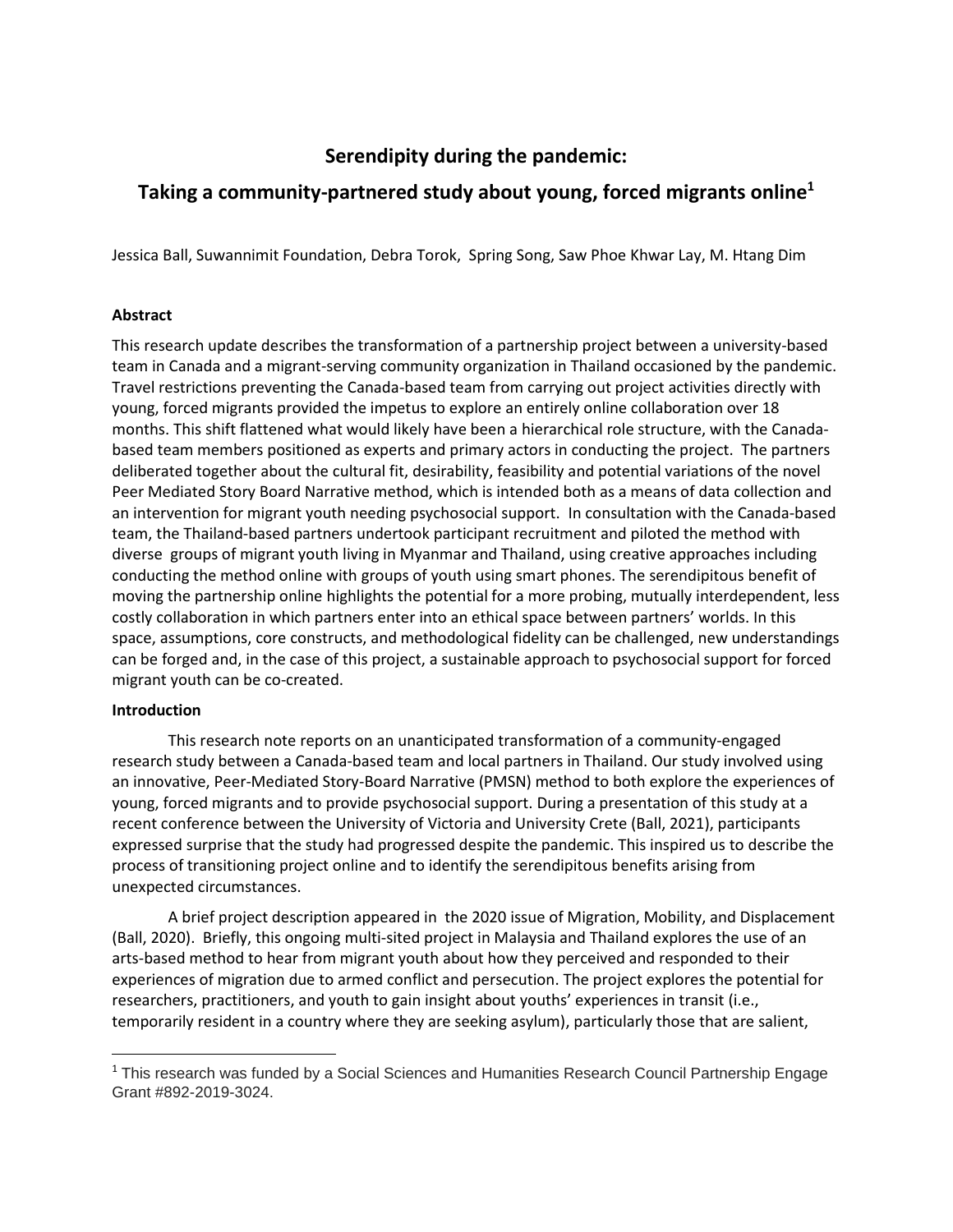# Serendipity during the pandemic:

## Taking a community-partnered study about young, forced migrants online[1]

Jessica Ball, Suwannimit Foundation, Debra Torok, Spring Song, Saw Phoe Khwar Lay, M. Htang Dim

**Abstract**

This research update describes the transformation of a partnership project between a university-based team in Canada and a migrant-serving community organization in Thailand occasioned by the pandemic. Travel restrictions preventing the Canada-based team from carrying out project activities directly with young, forced migrants provided the impetus to explore an entirely online collaboration over 18 months. This shift flattened what would likely have been a hierarchical role structure, with the Canada-based team members positioned as experts and primary actors in conducting the project. The partners deliberated together about the cultural fit, desirability, feasibility and potential variations of the novel Peer Mediated Story Board Narrative method, which is intended both as a means of data collection and an intervention for migrant youth needing psychosocial support. In consultation with the Canada-based team, the Thailand-based partners undertook participant recruitment and piloted the method with diverse groups of migrant youth living in Myanmar and Thailand, using creative approaches including conducting the method online with groups of youth using smart phones. The serendipitous benefit of moving the partnership online highlights the potential for a more probing, mutually interdependent, less costly collaboration in which partners enter into an ethical space between partners' worlds. In this space, assumptions, core constructs, and methodological fidelity can be challenged, new understandings can be forged and, in the case of this project, a sustainable approach to psychosocial support for forced migrant youth can be co-created.

**Introduction**

This research note reports on an unanticipated transformation of a community-engaged research study between a Canada-based team and local partners in Thailand. Our study involved using an innovative, Peer-Mediated Story-Board Narrative (PMSN) method to both explore the experiences of young, forced migrants and to provide psychosocial support. During a presentation of this study at a recent conference between the University of Victoria and University Crete (Ball, 2021), participants expressed surprise that the study had progressed despite the pandemic. This inspired us to describe the process of transitioning project online and to identify the serendipitous benefits arising from unexpected circumstances.

A brief project description appeared in the 2020 issue of Migration, Mobility, and Displacement (Ball, 2020). Briefly, this ongoing multi-sited project in Malaysia and Thailand explores the use of an arts-based method to hear from migrant youth about how they perceived and responded to their experiences of migration due to armed conflict and persecution. The project explores the potential for researchers, practitioners, and youth to gain insight about youths' experiences in transit (i.e., temporarily resident in a country where they are seeking asylum), particularly those that are salient,

[1] This research was funded by a Social Sciences and Humanities Research Council Partnership Engage Grant #892-2019-3024.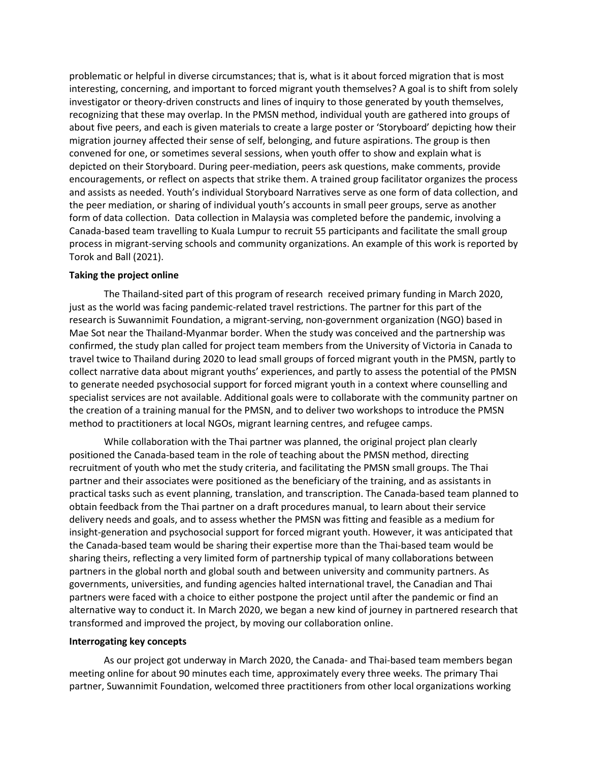problematic or helpful in diverse circumstances; that is, what is it about forced migration that is most interesting, concerning, and important to forced migrant youth themselves? A goal is to shift from solely investigator or theory-driven constructs and lines of inquiry to those generated by youth themselves, recognizing that these may overlap. In the PMSN method, individual youth are gathered into groups of about five peers, and each is given materials to create a large poster or 'Storyboard' depicting how their migration journey affected their sense of self, belonging, and future aspirations. The group is then convened for one, or sometimes several sessions, when youth offer to show and explain what is depicted on their Storyboard. During peer-mediation, peers ask questions, make comments, provide encouragements, or reflect on aspects that strike them. A trained group facilitator organizes the process and assists as needed. Youth's individual Storyboard Narratives serve as one form of data collection, and the peer mediation, or sharing of individual youth's accounts in small peer groups, serve as another form of data collection. Data collection in Malaysia was completed before the pandemic, involving a Canada-based team travelling to Kuala Lumpur to recruit 55 participants and facilitate the small group process in migrant-serving schools and community organizations. An example of this work is reported by Torok and Ball (2021).

**Taking the project online**

The Thailand-sited part of this program of research received primary funding in March 2020, just as the world was facing pandemic-related travel restrictions. The partner for this part of the research is Suwannimit Foundation, a migrant-serving, non-government organization (NGO) based in Mae Sot near the Thailand-Myanmar border. When the study was conceived and the partnership was confirmed, the study plan called for project team members from the University of Victoria in Canada to travel twice to Thailand during 2020 to lead small groups of forced migrant youth in the PMSN, partly to collect narrative data about migrant youths' experiences, and partly to assess the potential of the PMSN to generate needed psychosocial support for forced migrant youth in a context where counselling and specialist services are not available. Additional goals were to collaborate with the community partner on the creation of a training manual for the PMSN, and to deliver two workshops to introduce the PMSN method to practitioners at local NGOs, migrant learning centres, and refugee camps.

While collaboration with the Thai partner was planned, the original project plan clearly positioned the Canada-based team in the role of teaching about the PMSN method, directing recruitment of youth who met the study criteria, and facilitating the PMSN small groups. The Thai partner and their associates were positioned as the beneficiary of the training, and as assistants in practical tasks such as event planning, translation, and transcription. The Canada-based team planned to obtain feedback from the Thai partner on a draft procedures manual, to learn about their service delivery needs and goals, and to assess whether the PMSN was fitting and feasible as a medium for insight-generation and psychosocial support for forced migrant youth. However, it was anticipated that the Canada-based team would be sharing their expertise more than the Thai-based team would be sharing theirs, reflecting a very limited form of partnership typical of many collaborations between partners in the global north and global south and between university and community partners. As governments, universities, and funding agencies halted international travel, the Canadian and Thai partners were faced with a choice to either postpone the project until after the pandemic or find an alternative way to conduct it. In March 2020, we began a new kind of journey in partnered research that transformed and improved the project, by moving our collaboration online.

**Interrogating key concepts**

As our project got underway in March 2020, the Canada- and Thai-based team members began meeting online for about 90 minutes each time, approximately every three weeks. The primary Thai partner, Suwannimit Foundation, welcomed three practitioners from other local organizations working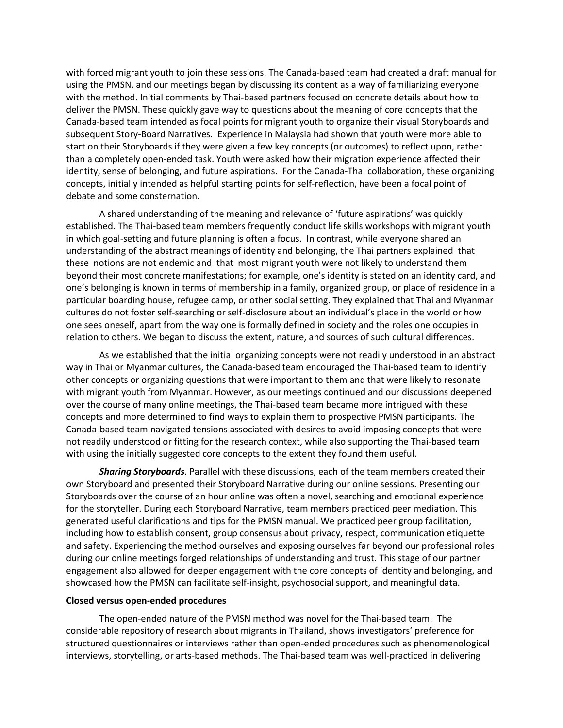with forced migrant youth to join these sessions. The Canada-based team had created a draft manual for using the PMSN, and our meetings began by discussing its content as a way of familiarizing everyone with the method. Initial comments by Thai-based partners focused on concrete details about how to deliver the PMSN. These quickly gave way to questions about the meaning of core concepts that the Canada-based team intended as focal points for migrant youth to organize their visual Storyboards and subsequent Story-Board Narratives. Experience in Malaysia had shown that youth were more able to start on their Storyboards if they were given a few key concepts (or outcomes) to reflect upon, rather than a completely open-ended task. Youth were asked how their migration experience affected their identity, sense of belonging, and future aspirations. For the Canada-Thai collaboration, these organizing concepts, initially intended as helpful starting points for self-reflection, have been a focal point of debate and some consternation.

A shared understanding of the meaning and relevance of 'future aspirations' was quickly established. The Thai-based team members frequently conduct life skills workshops with migrant youth in which goal-setting and future planning is often a focus. In contrast, while everyone shared an understanding of the abstract meanings of identity and belonging, the Thai partners explained that these notions are not endemic and that most migrant youth were not likely to understand them beyond their most concrete manifestations; for example, one's identity is stated on an identity card, and one's belonging is known in terms of membership in a family, organized group, or place of residence in a particular boarding house, refugee camp, or other social setting. They explained that Thai and Myanmar cultures do not foster self-searching or self-disclosure about an individual's place in the world or how one sees oneself, apart from the way one is formally defined in society and the roles one occupies in relation to others. We began to discuss the extent, nature, and sources of such cultural differences.

As we established that the initial organizing concepts were not readily understood in an abstract way in Thai or Myanmar cultures, the Canada-based team encouraged the Thai-based team to identify other concepts or organizing questions that were important to them and that were likely to resonate with migrant youth from Myanmar. However, as our meetings continued and our discussions deepened over the course of many online meetings, the Thai-based team became more intrigued with these concepts and more determined to find ways to explain them to prospective PMSN participants. The Canada-based team navigated tensions associated with desires to avoid imposing concepts that were not readily understood or fitting for the research context, while also supporting the Thai-based team with using the initially suggested core concepts to the extent they found them useful.

***Sharing Storyboards***. Parallel with these discussions, each of the team members created their own Storyboard and presented their Storyboard Narrative during our online sessions. Presenting our Storyboards over the course of an hour online was often a novel, searching and emotional experience for the storyteller. During each Storyboard Narrative, team members practiced peer mediation. This generated useful clarifications and tips for the PMSN manual. We practiced peer group facilitation, including how to establish consent, group consensus about privacy, respect, communication etiquette and safety. Experiencing the method ourselves and exposing ourselves far beyond our professional roles during our online meetings forged relationships of understanding and trust. This stage of our partner engagement also allowed for deeper engagement with the core concepts of identity and belonging, and showcased how the PMSN can facilitate self-insight, psychosocial support, and meaningful data.

**Closed versus open-ended procedures**

The open-ended nature of the PMSN method was novel for the Thai-based team. The considerable repository of research about migrants in Thailand, shows investigators' preference for structured questionnaires or interviews rather than open-ended procedures such as phenomenological interviews, storytelling, or arts-based methods. The Thai-based team was well-practiced in delivering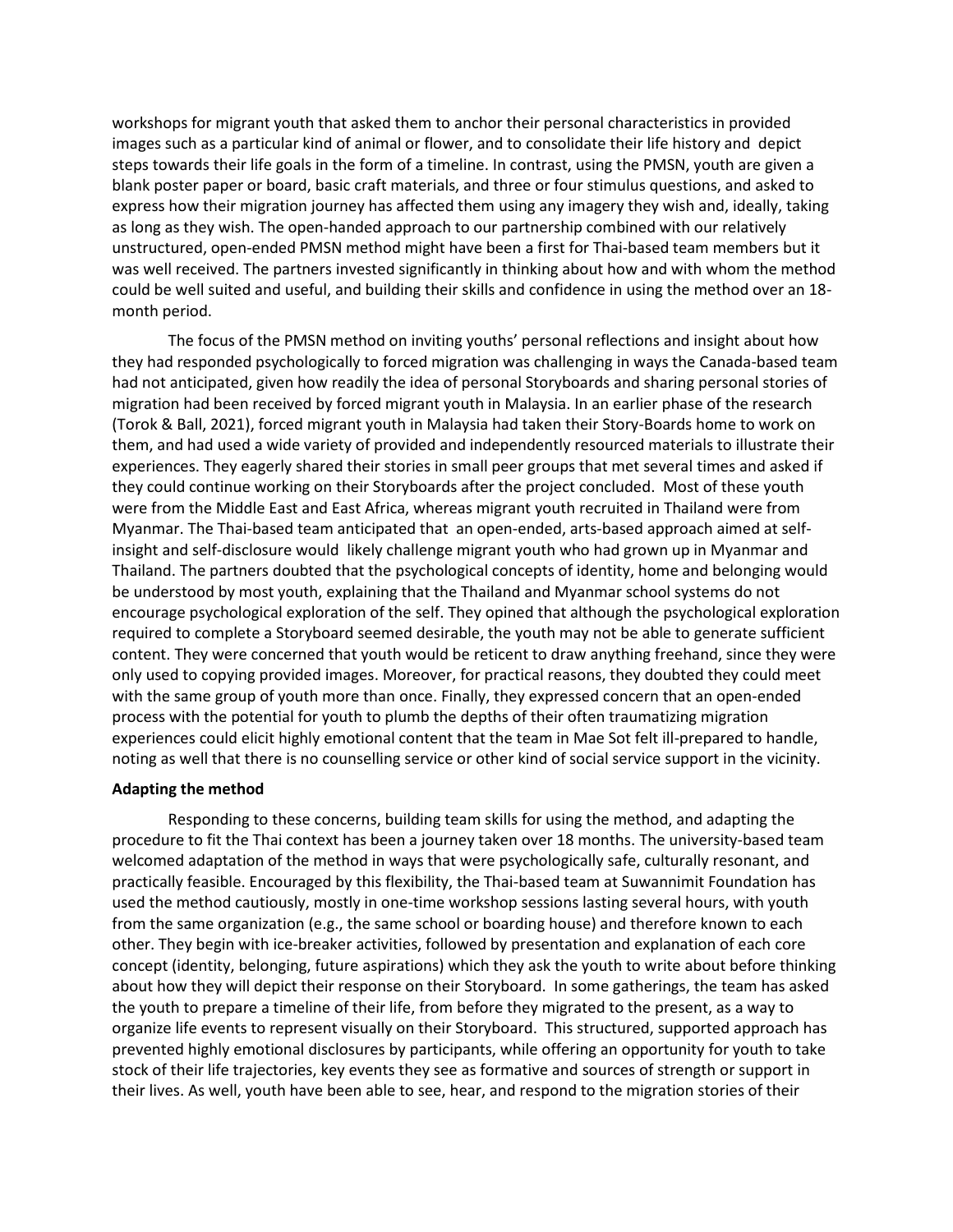workshops for migrant youth that asked them to anchor their personal characteristics in provided images such as a particular kind of animal or flower, and to consolidate their life history and depict steps towards their life goals in the form of a timeline. In contrast, using the PMSN, youth are given a blank poster paper or board, basic craft materials, and three or four stimulus questions, and asked to express how their migration journey has affected them using any imagery they wish and, ideally, taking as long as they wish. The open-handed approach to our partnership combined with our relatively unstructured, open-ended PMSN method might have been a first for Thai-based team members but it was well received. The partners invested significantly in thinking about how and with whom the method could be well suited and useful, and building their skills and confidence in using the method over an 18-month period.

The focus of the PMSN method on inviting youths' personal reflections and insight about how they had responded psychologically to forced migration was challenging in ways the Canada-based team had not anticipated, given how readily the idea of personal Storyboards and sharing personal stories of migration had been received by forced migrant youth in Malaysia. In an earlier phase of the research (Torok & Ball, 2021), forced migrant youth in Malaysia had taken their Story-Boards home to work on them, and had used a wide variety of provided and independently resourced materials to illustrate their experiences. They eagerly shared their stories in small peer groups that met several times and asked if they could continue working on their Storyboards after the project concluded. Most of these youth were from the Middle East and East Africa, whereas migrant youth recruited in Thailand were from Myanmar. The Thai-based team anticipated that an open-ended, arts-based approach aimed at self-insight and self-disclosure would likely challenge migrant youth who had grown up in Myanmar and Thailand. The partners doubted that the psychological concepts of identity, home and belonging would be understood by most youth, explaining that the Thailand and Myanmar school systems do not encourage psychological exploration of the self. They opined that although the psychological exploration required to complete a Storyboard seemed desirable, the youth may not be able to generate sufficient content. They were concerned that youth would be reticent to draw anything freehand, since they were only used to copying provided images. Moreover, for practical reasons, they doubted they could meet with the same group of youth more than once. Finally, they expressed concern that an open-ended process with the potential for youth to plumb the depths of their often traumatizing migration experiences could elicit highly emotional content that the team in Mae Sot felt ill-prepared to handle, noting as well that there is no counselling service or other kind of social service support in the vicinity.

**Adapting the method**

Responding to these concerns, building team skills for using the method, and adapting the procedure to fit the Thai context has been a journey taken over 18 months. The university-based team welcomed adaptation of the method in ways that were psychologically safe, culturally resonant, and practically feasible. Encouraged by this flexibility, the Thai-based team at Suwannimit Foundation has used the method cautiously, mostly in one-time workshop sessions lasting several hours, with youth from the same organization (e.g., the same school or boarding house) and therefore known to each other. They begin with ice-breaker activities, followed by presentation and explanation of each core concept (identity, belonging, future aspirations) which they ask the youth to write about before thinking about how they will depict their response on their Storyboard. In some gatherings, the team has asked the youth to prepare a timeline of their life, from before they migrated to the present, as a way to organize life events to represent visually on their Storyboard. This structured, supported approach has prevented highly emotional disclosures by participants, while offering an opportunity for youth to take stock of their life trajectories, key events they see as formative and sources of strength or support in their lives. As well, youth have been able to see, hear, and respond to the migration stories of their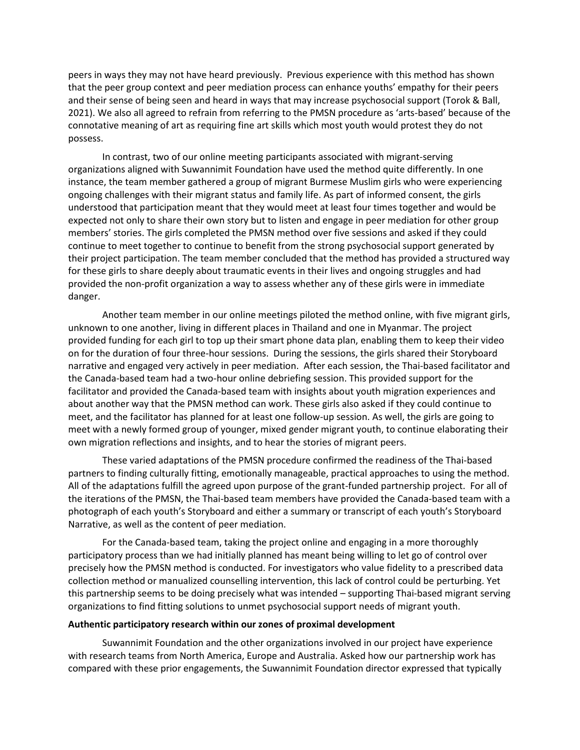peers in ways they may not have heard previously. Previous experience with this method has shown that the peer group context and peer mediation process can enhance youths' empathy for their peers and their sense of being seen and heard in ways that may increase psychosocial support (Torok & Ball, 2021). We also all agreed to refrain from referring to the PMSN procedure as 'arts-based' because of the connotative meaning of art as requiring fine art skills which most youth would protest they do not possess.

In contrast, two of our online meeting participants associated with migrant-serving organizations aligned with Suwannimit Foundation have used the method quite differently. In one instance, the team member gathered a group of migrant Burmese Muslim girls who were experiencing ongoing challenges with their migrant status and family life. As part of informed consent, the girls understood that participation meant that they would meet at least four times together and would be expected not only to share their own story but to listen and engage in peer mediation for other group members' stories. The girls completed the PMSN method over five sessions and asked if they could continue to meet together to continue to benefit from the strong psychosocial support generated by their project participation. The team member concluded that the method has provided a structured way for these girls to share deeply about traumatic events in their lives and ongoing struggles and had provided the non-profit organization a way to assess whether any of these girls were in immediate danger.

Another team member in our online meetings piloted the method online, with five migrant girls, unknown to one another, living in different places in Thailand and one in Myanmar. The project provided funding for each girl to top up their smart phone data plan, enabling them to keep their video on for the duration of four three-hour sessions. During the sessions, the girls shared their Storyboard narrative and engaged very actively in peer mediation. After each session, the Thai-based facilitator and the Canada-based team had a two-hour online debriefing session. This provided support for the facilitator and provided the Canada-based team with insights about youth migration experiences and about another way that the PMSN method can work. These girls also asked if they could continue to meet, and the facilitator has planned for at least one follow-up session. As well, the girls are going to meet with a newly formed group of younger, mixed gender migrant youth, to continue elaborating their own migration reflections and insights, and to hear the stories of migrant peers.

These varied adaptations of the PMSN procedure confirmed the readiness of the Thai-based partners to finding culturally fitting, emotionally manageable, practical approaches to using the method. All of the adaptations fulfill the agreed upon purpose of the grant-funded partnership project. For all of the iterations of the PMSN, the Thai-based team members have provided the Canada-based team with a photograph of each youth's Storyboard and either a summary or transcript of each youth's Storyboard Narrative, as well as the content of peer mediation.

For the Canada-based team, taking the project online and engaging in a more thoroughly participatory process than we had initially planned has meant being willing to let go of control over precisely how the PMSN method is conducted. For investigators who value fidelity to a prescribed data collection method or manualized counselling intervention, this lack of control could be perturbing. Yet this partnership seems to be doing precisely what was intended – supporting Thai-based migrant serving organizations to find fitting solutions to unmet psychosocial support needs of migrant youth.

**Authentic participatory research within our zones of proximal development**

Suwannimit Foundation and the other organizations involved in our project have experience with research teams from North America, Europe and Australia. Asked how our partnership work has compared with these prior engagements, the Suwannimit Foundation director expressed that typically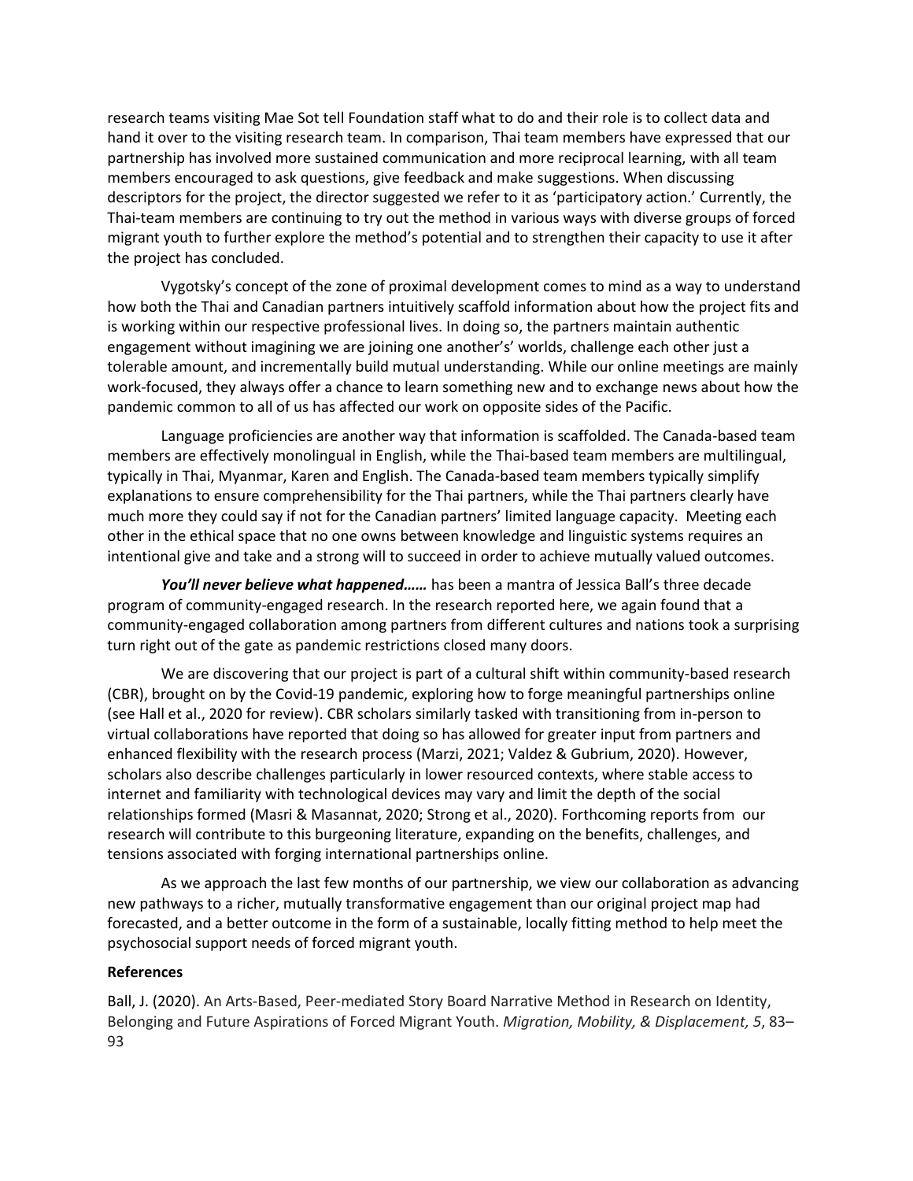research teams visiting Mae Sot tell Foundation staff what to do and their role is to collect data and hand it over to the visiting research team. In comparison, Thai team members have expressed that our partnership has involved more sustained communication and more reciprocal learning, with all team members encouraged to ask questions, give feedback and make suggestions. When discussing descriptors for the project, the director suggested we refer to it as 'participatory action.' Currently, the Thai-team members are continuing to try out the method in various ways with diverse groups of forced migrant youth to further explore the method's potential and to strengthen their capacity to use it after the project has concluded.

Vygotsky's concept of the zone of proximal development comes to mind as a way to understand how both the Thai and Canadian partners intuitively scaffold information about how the project fits and is working within our respective professional lives. In doing so, the partners maintain authentic engagement without imagining we are joining one another's' worlds, challenge each other just a tolerable amount, and incrementally build mutual understanding. While our online meetings are mainly work-focused, they always offer a chance to learn something new and to exchange news about how the pandemic common to all of us has affected our work on opposite sides of the Pacific.

Language proficiencies are another way that information is scaffolded. The Canada-based team members are effectively monolingual in English, while the Thai-based team members are multilingual, typically in Thai, Myanmar, Karen and English. The Canada-based team members typically simplify explanations to ensure comprehensibility for the Thai partners, while the Thai partners clearly have much more they could say if not for the Canadian partners' limited language capacity. Meeting each other in the ethical space that no one owns between knowledge and linguistic systems requires an intentional give and take and a strong will to succeed in order to achieve mutually valued outcomes.

***You'll never believe what happened……*** has been a mantra of Jessica Ball's three decade program of community-engaged research. In the research reported here, we again found that a community-engaged collaboration among partners from different cultures and nations took a surprising turn right out of the gate as pandemic restrictions closed many doors.

We are discovering that our project is part of a cultural shift within community-based research (CBR), brought on by the Covid-19 pandemic, exploring how to forge meaningful partnerships online (see Hall et al., 2020 for review). CBR scholars similarly tasked with transitioning from in-person to virtual collaborations have reported that doing so has allowed for greater input from partners and enhanced flexibility with the research process (Marzi, 2021; Valdez & Gubrium, 2020). However, scholars also describe challenges particularly in lower resourced contexts, where stable access to internet and familiarity with technological devices may vary and limit the depth of the social relationships formed (Masri & Masannat, 2020; Strong et al., 2020). Forthcoming reports from our research will contribute to this burgeoning literature, expanding on the benefits, challenges, and tensions associated with forging international partnerships online.

As we approach the last few months of our partnership, we view our collaboration as advancing new pathways to a richer, mutually transformative engagement than our original project map had forecasted, and a better outcome in the form of a sustainable, locally fitting method to help meet the psychosocial support needs of forced migrant youth.

**References**

Ball, J. (2020). An Arts-Based, Peer-mediated Story Board Narrative Method in Research on Identity, Belonging and Future Aspirations of Forced Migrant Youth. *Migration, Mobility, & Displacement, 5*, 83–93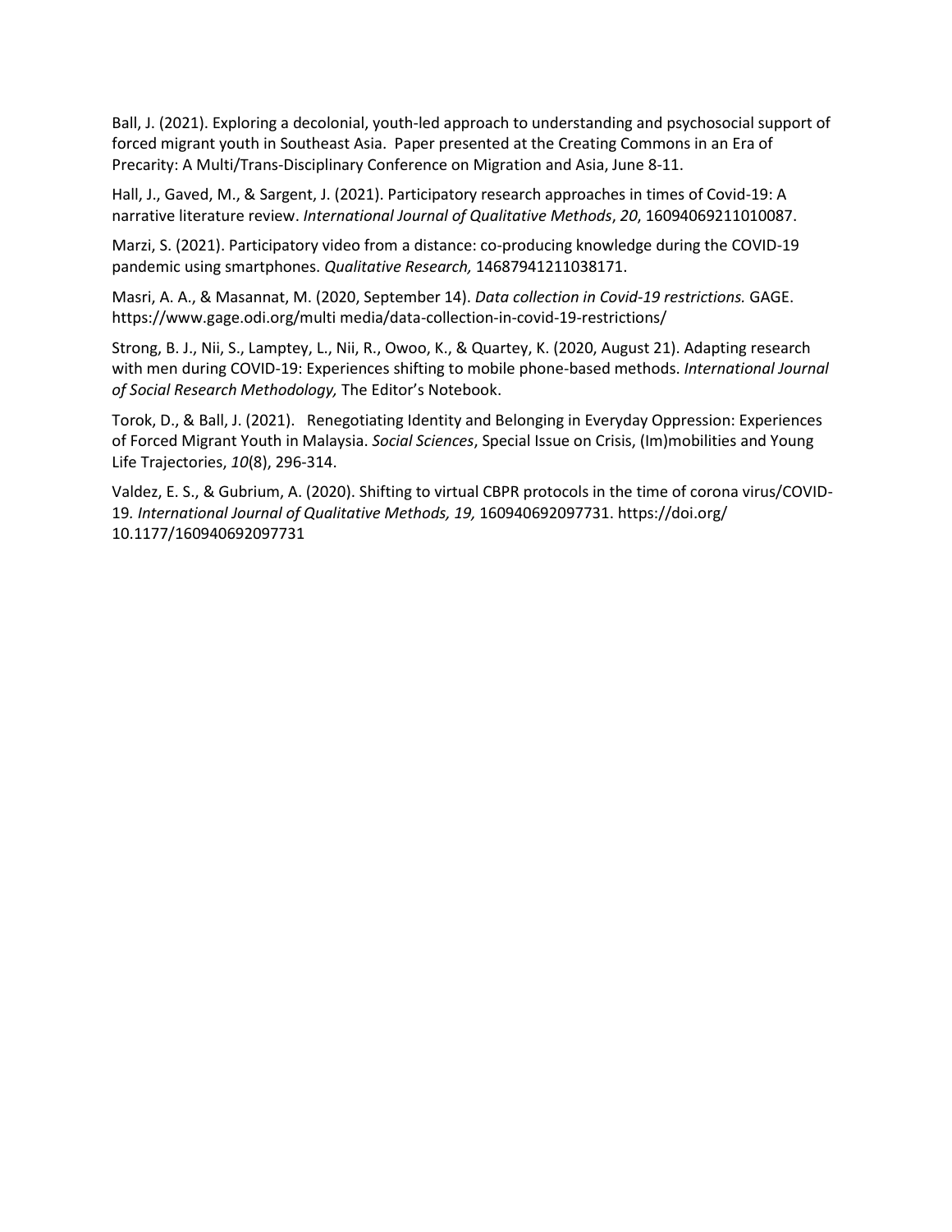Ball, J. (2021). Exploring a decolonial, youth-led approach to understanding and psychosocial support of forced migrant youth in Southeast Asia. Paper presented at the Creating Commons in an Era of Precarity: A Multi/Trans-Disciplinary Conference on Migration and Asia, June 8-11.

Hall, J., Gaved, M., & Sargent, J. (2021). Participatory research approaches in times of Covid-19: A narrative literature review. *International Journal of Qualitative Methods*, *20*, 16094069211010087.

Marzi, S. (2021). Participatory video from a distance: co-producing knowledge during the COVID-19 pandemic using smartphones. *Qualitative Research,* 14687941211038171.

Masri, A. A., & Masannat, M. (2020, September 14). *Data collection in Covid-19 restrictions.* GAGE. https://www.gage.odi.org/multi media/data-collection-in-covid-19-restrictions/

Strong, B. J., Nii, S., Lamptey, L., Nii, R., Owoo, K., & Quartey, K. (2020, August 21). Adapting research with men during COVID-19: Experiences shifting to mobile phone-based methods. *International Journal of Social Research Methodology,* The Editor's Notebook.

Torok, D., & Ball, J. (2021). Renegotiating Identity and Belonging in Everyday Oppression: Experiences of Forced Migrant Youth in Malaysia. *Social Sciences*, Special Issue on Crisis, (Im)mobilities and Young Life Trajectories, *10*(8), 296-314.

Valdez, E. S., & Gubrium, A. (2020). Shifting to virtual CBPR protocols in the time of corona virus/COVID-19. *International Journal of Qualitative Methods, 19,* 160940692097731. https://doi.org/ 10.1177/160940692097731